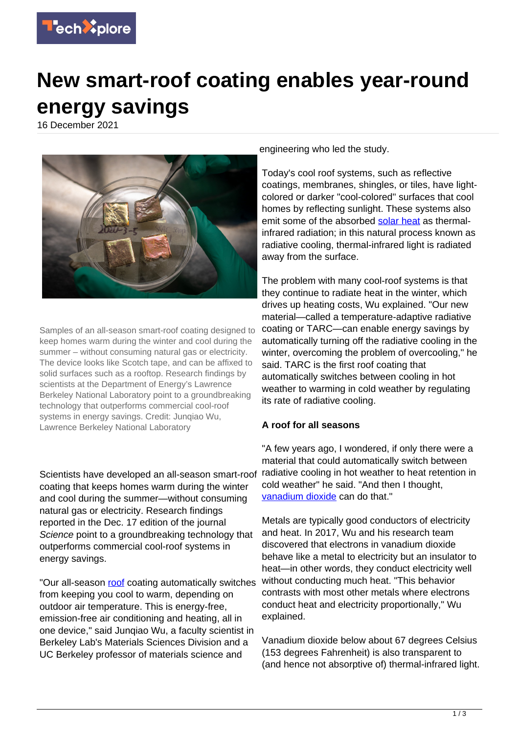# New smart-roof coating enables year-round energy savings

16 December 2021

Samples of an all-season smart-roof coating designed to keep homes warm during the winter and cool during the summer – without consuming natural gas or electricity. The device looks like Scotch tape, and can be affixed to solid surfaces such as a rooftop. Research findings by scientists at the Department of Energy's Lawrence Berkeley National Laboratory point to a groundbreaking technology that outperforms commercial cool-roof systems in energy savings. Credit: Junqiao Wu, Lawrence Berkeley National Laboratory

Scientists have developed an all-season smart-roof coating that keeps homes warm during the winter and cool during the summer—without consuming natural gas or electricity. Research findings reported in the Dec. 17 edition of the journal *Science* point to a groundbreaking technology that outperforms commercial cool-roof systems in energy savings.

"Our all-season roof coating automatically switches from keeping you cool to warm, depending on outdoor air temperature. This is energy-free, emission-free air conditioning and heating, all in one device," said Junqiao Wu, a faculty scientist in Berkeley Lab's Materials Sciences Division and a UC Berkeley professor of materials science and engineering who led the study.

Today's cool roof systems, such as reflective coatings, membranes, shingles, or tiles, have light-colored or darker "cool-colored" surfaces that cool homes by reflecting sunlight. These systems also emit some of the absorbed solar heat as thermal-infrared radiation; in this natural process known as radiative cooling, thermal-infrared light is radiated away from the surface.

The problem with many cool-roof systems is that they continue to radiate heat in the winter, which drives up heating costs, Wu explained. "Our new material—called a temperature-adaptive radiative coating or TARC—can enable energy savings by automatically turning off the radiative cooling in the winter, overcoming the problem of overcooling," he said. TARC is the first roof coating that automatically switches between cooling in hot weather to warming in cold weather by regulating its rate of radiative cooling.

### A roof for all seasons

"A few years ago, I wondered, if only there were a material that could automatically switch between radiative cooling in hot weather to heat retention in cold weather" he said. "And then I thought, vanadium dioxide can do that."

Metals are typically good conductors of electricity and heat. In 2017, Wu and his research team discovered that electrons in vanadium dioxide behave like a metal to electricity but an insulator to heat—in other words, they conduct electricity well without conducting much heat. "This behavior contrasts with most other metals where electrons conduct heat and electricity proportionally," Wu explained.

Vanadium dioxide below about 67 degrees Celsius (153 degrees Fahrenheit) is also transparent to (and hence not absorptive of) thermal-infrared light.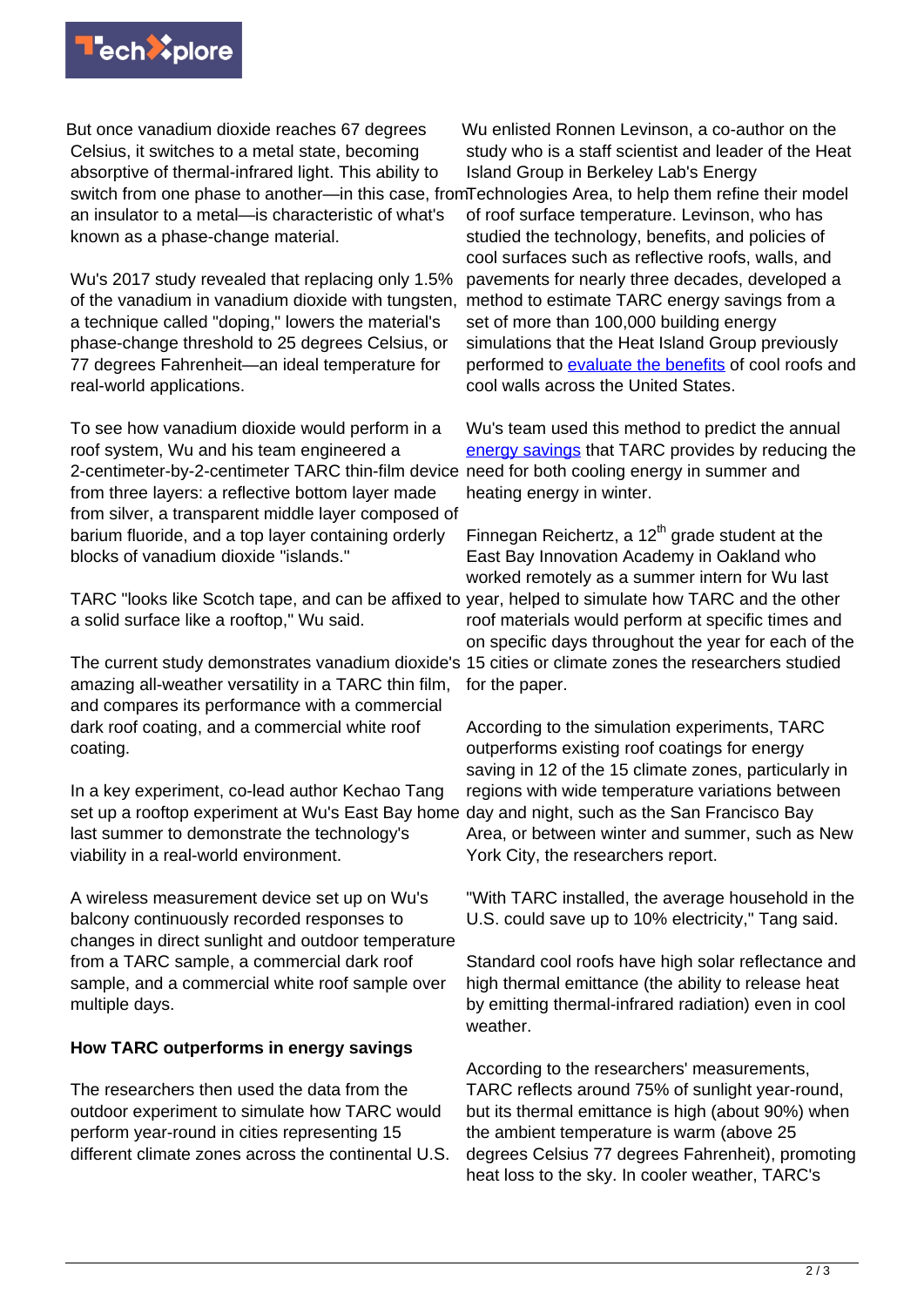But once vanadium dioxide reaches 67 degrees Celsius, it switches to a metal state, becoming absorptive of thermal-infrared light. This ability to switch from one phase to another—in this case, from an insulator to a metal—is characteristic of what's known as a phase-change material.

Wu's 2017 study revealed that replacing only 1.5% of the vanadium in vanadium dioxide with tungsten, a technique called "doping," lowers the material's phase-change threshold to 25 degrees Celsius, or 77 degrees Fahrenheit—an ideal temperature for real-world applications.

To see how vanadium dioxide would perform in a roof system, Wu and his team engineered a 2-centimeter-by-2-centimeter TARC thin-film device from three layers: a reflective bottom layer made from silver, a transparent middle layer composed of barium fluoride, and a top layer containing orderly blocks of vanadium dioxide "islands."

TARC "looks like Scotch tape, and can be affixed to a solid surface like a rooftop," Wu said.

The current study demonstrates vanadium dioxide's amazing all-weather versatility in a TARC thin film, and compares its performance with a commercial dark roof coating, and a commercial white roof coating.

In a key experiment, co-lead author Kechao Tang set up a rooftop experiment at Wu's East Bay home last summer to demonstrate the technology's viability in a real-world environment.

A wireless measurement device set up on Wu's balcony continuously recorded responses to changes in direct sunlight and outdoor temperature from a TARC sample, a commercial dark roof sample, and a commercial white roof sample over multiple days.

**How TARC outperforms in energy savings**

The researchers then used the data from the outdoor experiment to simulate how TARC would perform year-round in cities representing 15 different climate zones across the continental U.S.

Wu enlisted Ronnen Levinson, a co-author on the study who is a staff scientist and leader of the Heat Island Group in Berkeley Lab's Energy Technologies Area, to help them refine their model of roof surface temperature. Levinson, who has studied the technology, benefits, and policies of cool surfaces such as reflective roofs, walls, and pavements for nearly three decades, developed a method to estimate TARC energy savings from a set of more than 100,000 building energy simulations that the Heat Island Group previously performed to evaluate the benefits of cool roofs and cool walls across the United States.

Wu's team used this method to predict the annual energy savings that TARC provides by reducing the need for both cooling energy in summer and heating energy in winter.

Finnegan Reichertz, a 12th grade student at the East Bay Innovation Academy in Oakland who worked remotely as a summer intern for Wu last year, helped to simulate how TARC and the other roof materials would perform at specific times and on specific days throughout the year for each of the 15 cities or climate zones the researchers studied for the paper.

According to the simulation experiments, TARC outperforms existing roof coatings for energy saving in 12 of the 15 climate zones, particularly in regions with wide temperature variations between day and night, such as the San Francisco Bay Area, or between winter and summer, such as New York City, the researchers report.

"With TARC installed, the average household in the U.S. could save up to 10% electricity," Tang said.

Standard cool roofs have high solar reflectance and high thermal emittance (the ability to release heat by emitting thermal-infrared radiation) even in cool weather.

According to the researchers' measurements, TARC reflects around 75% of sunlight year-round, but its thermal emittance is high (about 90%) when the ambient temperature is warm (above 25 degrees Celsius 77 degrees Fahrenheit), promoting heat loss to the sky. In cooler weather, TARC's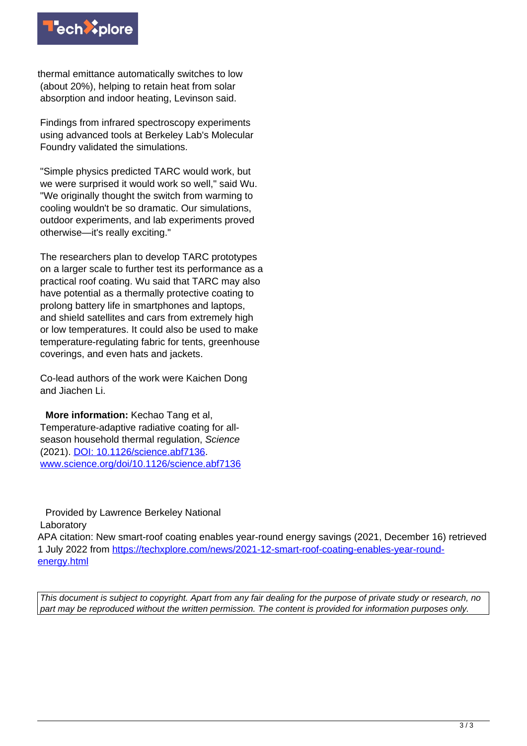thermal emittance automatically switches to low (about 20%), helping to retain heat from solar absorption and indoor heating, Levinson said.

Findings from infrared spectroscopy experiments using advanced tools at Berkeley Lab's Molecular Foundry validated the simulations.

"Simple physics predicted TARC would work, but we were surprised it would work so well," said Wu. "We originally thought the switch from warming to cooling wouldn't be so dramatic. Our simulations, outdoor experiments, and lab experiments proved otherwise—it's really exciting."

The researchers plan to develop TARC prototypes on a larger scale to further test its performance as a practical roof coating. Wu said that TARC may also have potential as a thermally protective coating to prolong battery life in smartphones and laptops, and shield satellites and cars from extremely high or low temperatures. It could also be used to make temperature-regulating fabric for tents, greenhouse coverings, and even hats and jackets.

Co-lead authors of the work were Kaichen Dong and Jiachen Li.

**More information:** Kechao Tang et al, Temperature-adaptive radiative coating for all-season household thermal regulation, *Science* (2021). DOI: 10.1126/science.abf7136. www.science.org/doi/10.1126/science.abf7136

Provided by Lawrence Berkeley National Laboratory

APA citation: New smart-roof coating enables year-round energy savings (2021, December 16) retrieved 1 July 2022 from https://techxplore.com/news/2021-12-smart-roof-coating-enables-year-round-energy.html

*This document is subject to copyright. Apart from any fair dealing for the purpose of private study or research, no part may be reproduced without the written permission. The content is provided for information purposes only.*